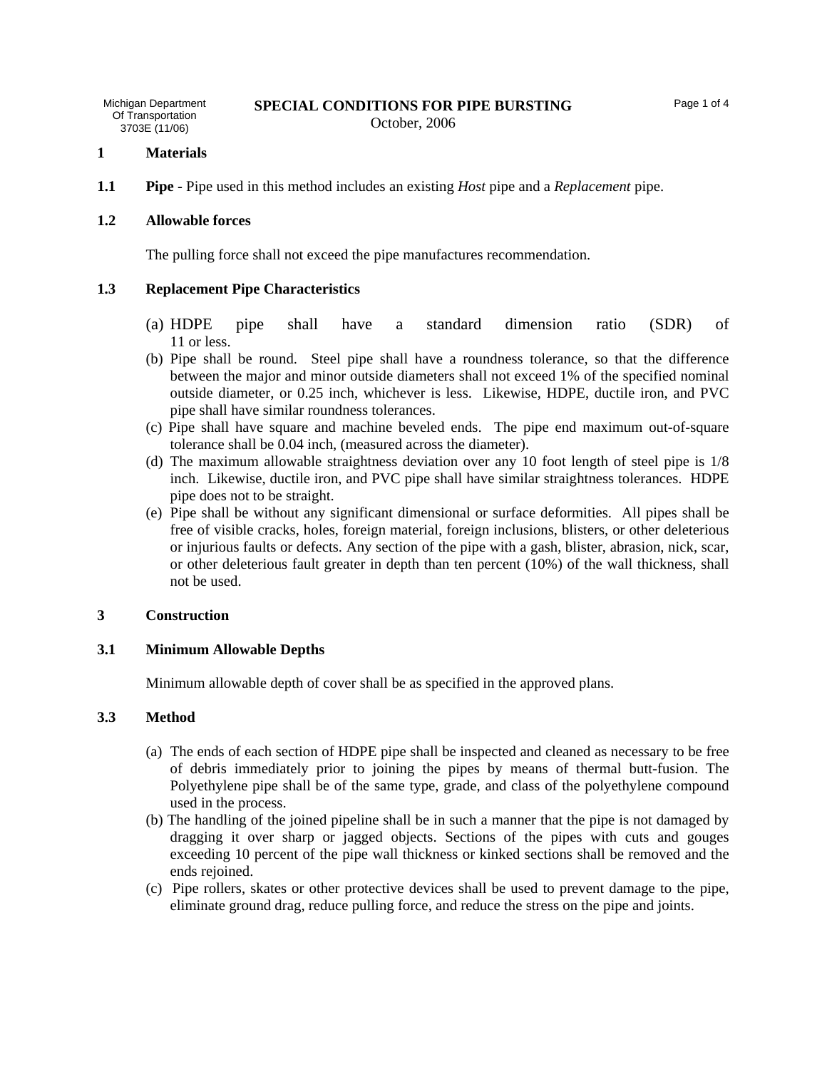Michigan Department Of Transportation 3703E (11/06)

# SPECIAL CONDITIONS FOR PIPE BURSTING

October, 2006

## 1 Materials

**1.1 Pipe -** Pipe used in this method includes an existing *Host* pipe and a *Replacement* pipe.

### 1.2 Allowable forces

The pulling force shall not exceed the pipe manufactures recommendation.

### 1.3 Replacement Pipe Characteristics

(a) HDPE pipe shall have a standard dimension ratio (SDR) of 11 or less.
(b) Pipe shall be round. Steel pipe shall have a roundness tolerance, so that the difference between the major and minor outside diameters shall not exceed 1% of the specified nominal outside diameter, or 0.25 inch, whichever is less. Likewise, HDPE, ductile iron, and PVC pipe shall have similar roundness tolerances.
(c) Pipe shall have square and machine beveled ends. The pipe end maximum out-of-square tolerance shall be 0.04 inch, (measured across the diameter).
(d) The maximum allowable straightness deviation over any 10 foot length of steel pipe is 1/8 inch. Likewise, ductile iron, and PVC pipe shall have similar straightness tolerances. HDPE pipe does not to be straight.
(e) Pipe shall be without any significant dimensional or surface deformities. All pipes shall be free of visible cracks, holes, foreign material, foreign inclusions, blisters, or other deleterious or injurious faults or defects. Any section of the pipe with a gash, blister, abrasion, nick, scar, or other deleterious fault greater in depth than ten percent (10%) of the wall thickness, shall not be used.

## 3 Construction

### 3.1 Minimum Allowable Depths

Minimum allowable depth of cover shall be as specified in the approved plans.

### 3.3 Method

(a) The ends of each section of HDPE pipe shall be inspected and cleaned as necessary to be free of debris immediately prior to joining the pipes by means of thermal butt-fusion. The Polyethylene pipe shall be of the same type, grade, and class of the polyethylene compound used in the process.
(b) The handling of the joined pipeline shall be in such a manner that the pipe is not damaged by dragging it over sharp or jagged objects. Sections of the pipes with cuts and gouges exceeding 10 percent of the pipe wall thickness or kinked sections shall be removed and the ends rejoined.
(c) Pipe rollers, skates or other protective devices shall be used to prevent damage to the pipe, eliminate ground drag, reduce pulling force, and reduce the stress on the pipe and joints.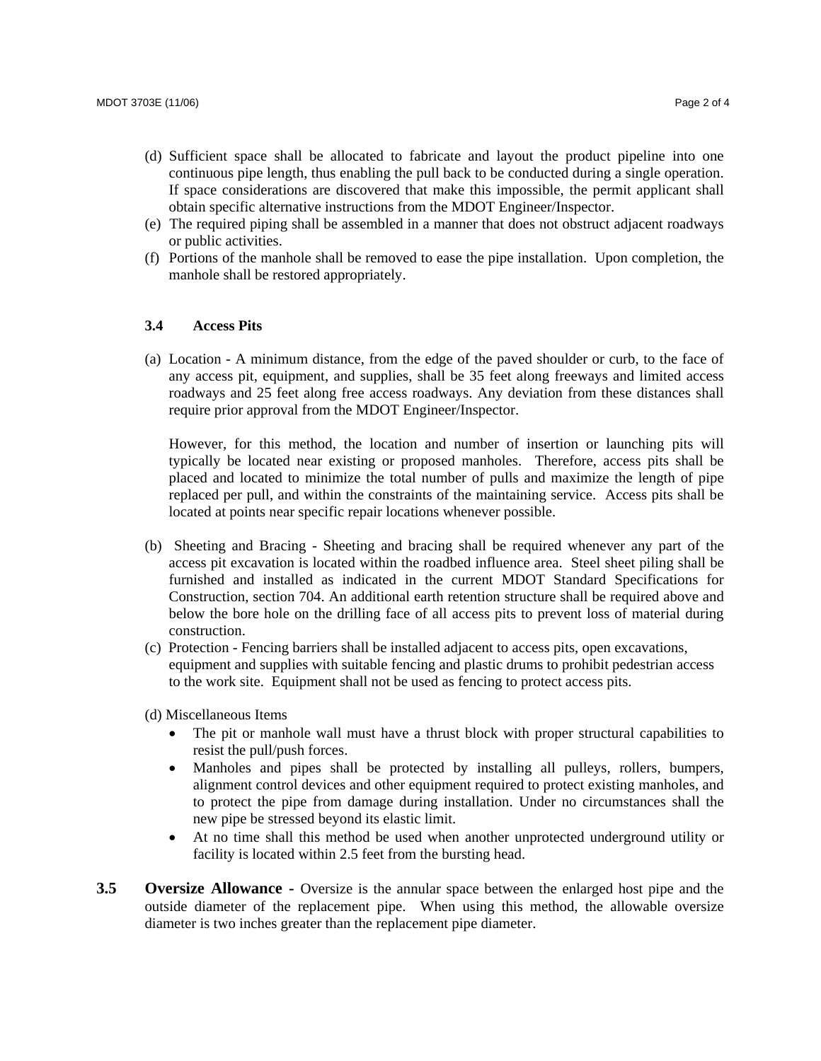(d) Sufficient space shall be allocated to fabricate and layout the product pipeline into one continuous pipe length, thus enabling the pull back to be conducted during a single operation. If space considerations are discovered that make this impossible, the permit applicant shall obtain specific alternative instructions from the MDOT Engineer/Inspector.

(e) The required piping shall be assembled in a manner that does not obstruct adjacent roadways or public activities.

(f) Portions of the manhole shall be removed to ease the pipe installation. Upon completion, the manhole shall be restored appropriately.

### 3.4 Access Pits

(a) Location - A minimum distance, from the edge of the paved shoulder or curb, to the face of any access pit, equipment, and supplies, shall be 35 feet along freeways and limited access roadways and 25 feet along free access roadways. Any deviation from these distances shall require prior approval from the MDOT Engineer/Inspector.

However, for this method, the location and number of insertion or launching pits will typically be located near existing or proposed manholes. Therefore, access pits shall be placed and located to minimize the total number of pulls and maximize the length of pipe replaced per pull, and within the constraints of the maintaining service. Access pits shall be located at points near specific repair locations whenever possible.

(b) Sheeting and Bracing - Sheeting and bracing shall be required whenever any part of the access pit excavation is located within the roadbed influence area. Steel sheet piling shall be furnished and installed as indicated in the current MDOT Standard Specifications for Construction, section 704. An additional earth retention structure shall be required above and below the bore hole on the drilling face of all access pits to prevent loss of material during construction.

(c) Protection - Fencing barriers shall be installed adjacent to access pits, open excavations, equipment and supplies with suitable fencing and plastic drums to prohibit pedestrian access to the work site. Equipment shall not be used as fencing to protect access pits.

(d) Miscellaneous Items

- The pit or manhole wall must have a thrust block with proper structural capabilities to resist the pull/push forces.
- Manholes and pipes shall be protected by installing all pulleys, rollers, bumpers, alignment control devices and other equipment required to protect existing manholes, and to protect the pipe from damage during installation. Under no circumstances shall the new pipe be stressed beyond its elastic limit.
- At no time shall this method be used when another unprotected underground utility or facility is located within 2.5 feet from the bursting head.

### 3.5 Oversize Allowance - 

Oversize is the annular space between the enlarged host pipe and the outside diameter of the replacement pipe. When using this method, the allowable oversize diameter is two inches greater than the replacement pipe diameter.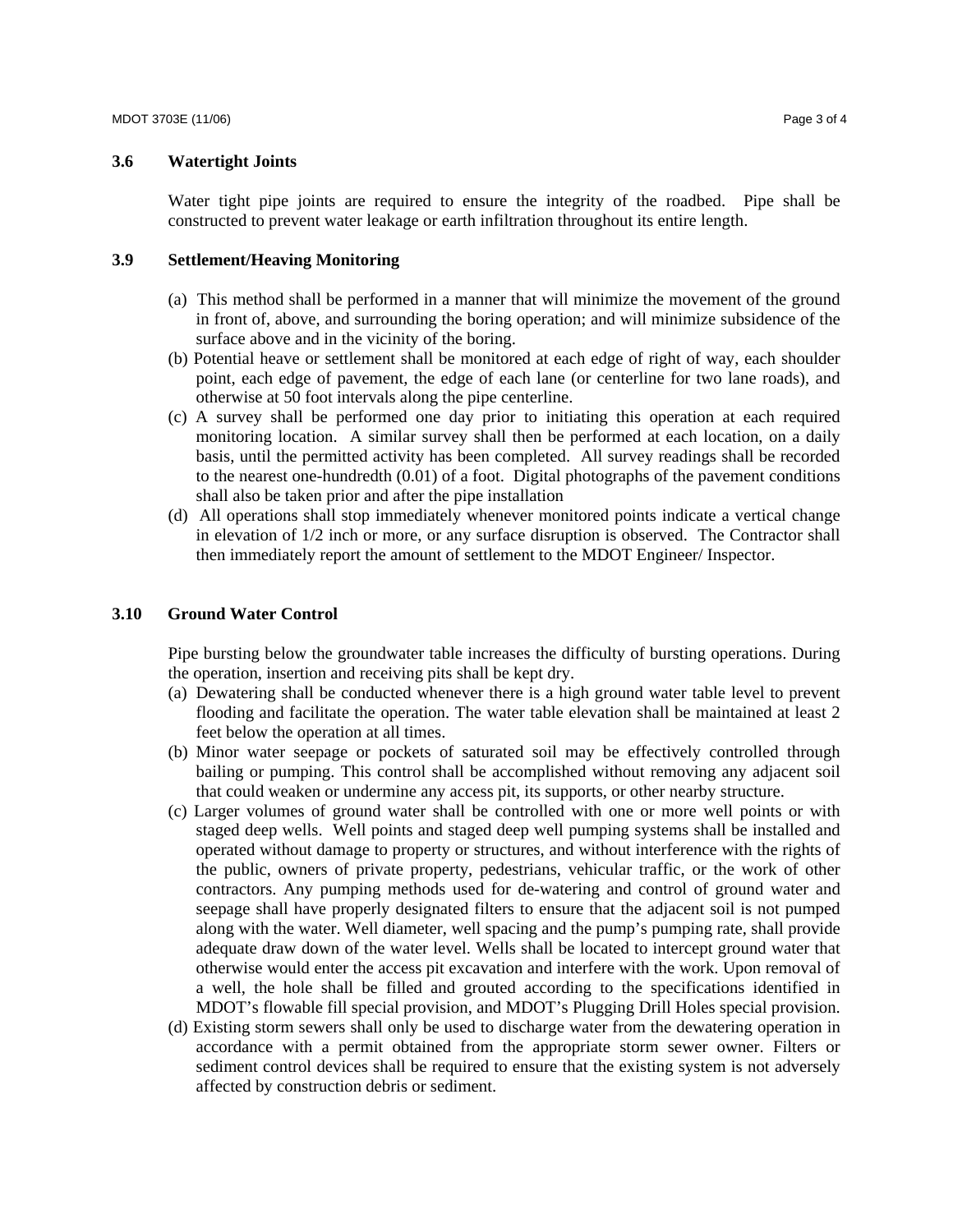### 3.6 Watertight Joints

Water tight pipe joints are required to ensure the integrity of the roadbed. Pipe shall be constructed to prevent water leakage or earth infiltration throughout its entire length.

### 3.9 Settlement/Heaving Monitoring

(a) This method shall be performed in a manner that will minimize the movement of the ground in front of, above, and surrounding the boring operation; and will minimize subsidence of the surface above and in the vicinity of the boring.

(b) Potential heave or settlement shall be monitored at each edge of right of way, each shoulder point, each edge of pavement, the edge of each lane (or centerline for two lane roads), and otherwise at 50 foot intervals along the pipe centerline.

(c) A survey shall be performed one day prior to initiating this operation at each required monitoring location. A similar survey shall then be performed at each location, on a daily basis, until the permitted activity has been completed. All survey readings shall be recorded to the nearest one-hundredth (0.01) of a foot. Digital photographs of the pavement conditions shall also be taken prior and after the pipe installation

(d) All operations shall stop immediately whenever monitored points indicate a vertical change in elevation of 1/2 inch or more, or any surface disruption is observed. The Contractor shall then immediately report the amount of settlement to the MDOT Engineer/ Inspector.

### 3.10 Ground Water Control

Pipe bursting below the groundwater table increases the difficulty of bursting operations. During the operation, insertion and receiving pits shall be kept dry.

(a) Dewatering shall be conducted whenever there is a high ground water table level to prevent flooding and facilitate the operation. The water table elevation shall be maintained at least 2 feet below the operation at all times.

(b) Minor water seepage or pockets of saturated soil may be effectively controlled through bailing or pumping. This control shall be accomplished without removing any adjacent soil that could weaken or undermine any access pit, its supports, or other nearby structure.

(c) Larger volumes of ground water shall be controlled with one or more well points or with staged deep wells. Well points and staged deep well pumping systems shall be installed and operated without damage to property or structures, and without interference with the rights of the public, owners of private property, pedestrians, vehicular traffic, or the work of other contractors. Any pumping methods used for de-watering and control of ground water and seepage shall have properly designated filters to ensure that the adjacent soil is not pumped along with the water. Well diameter, well spacing and the pump's pumping rate, shall provide adequate draw down of the water level. Wells shall be located to intercept ground water that otherwise would enter the access pit excavation and interfere with the work. Upon removal of a well, the hole shall be filled and grouted according to the specifications identified in MDOT's flowable fill special provision, and MDOT's Plugging Drill Holes special provision.

(d) Existing storm sewers shall only be used to discharge water from the dewatering operation in accordance with a permit obtained from the appropriate storm sewer owner. Filters or sediment control devices shall be required to ensure that the existing system is not adversely affected by construction debris or sediment.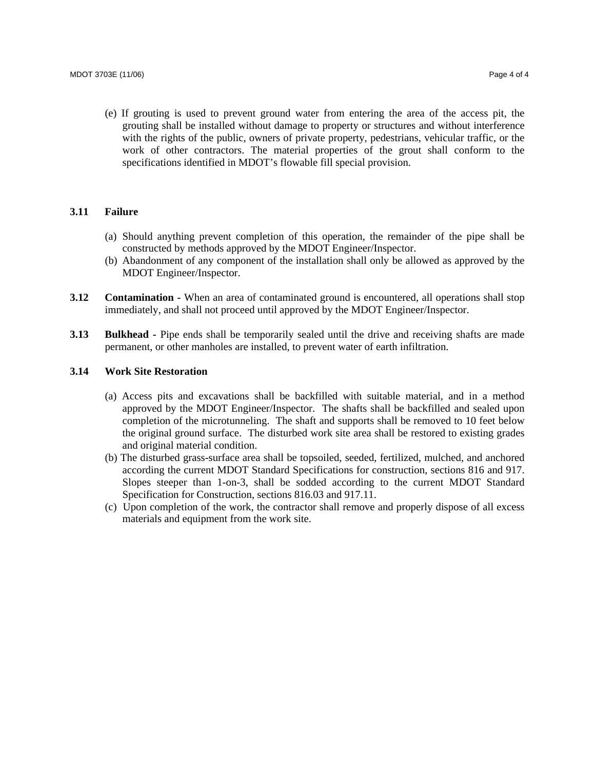(e) If grouting is used to prevent ground water from entering the area of the access pit, the grouting shall be installed without damage to property or structures and without interference with the rights of the public, owners of private property, pedestrians, vehicular traffic, or the work of other contractors. The material properties of the grout shall conform to the specifications identified in MDOT's flowable fill special provision.

**3.11 Failure**

(a) Should anything prevent completion of this operation, the remainder of the pipe shall be constructed by methods approved by the MDOT Engineer/Inspector.
(b) Abandonment of any component of the installation shall only be allowed as approved by the MDOT Engineer/Inspector.

**3.12 Contamination** - When an area of contaminated ground is encountered, all operations shall stop immediately, and shall not proceed until approved by the MDOT Engineer/Inspector.

**3.13 Bulkhead -** Pipe ends shall be temporarily sealed until the drive and receiving shafts are made permanent, or other manholes are installed, to prevent water of earth infiltration.

**3.14 Work Site Restoration**

(a) Access pits and excavations shall be backfilled with suitable material, and in a method approved by the MDOT Engineer/Inspector. The shafts shall be backfilled and sealed upon completion of the microtunneling. The shaft and supports shall be removed to 10 feet below the original ground surface. The disturbed work site area shall be restored to existing grades and original material condition.
(b) The disturbed grass-surface area shall be topsoiled, seeded, fertilized, mulched, and anchored according the current MDOT Standard Specifications for construction, sections 816 and 917. Slopes steeper than 1-on-3, shall be sodded according to the current MDOT Standard Specification for Construction, sections 816.03 and 917.11.
(c) Upon completion of the work, the contractor shall remove and properly dispose of all excess materials and equipment from the work site.